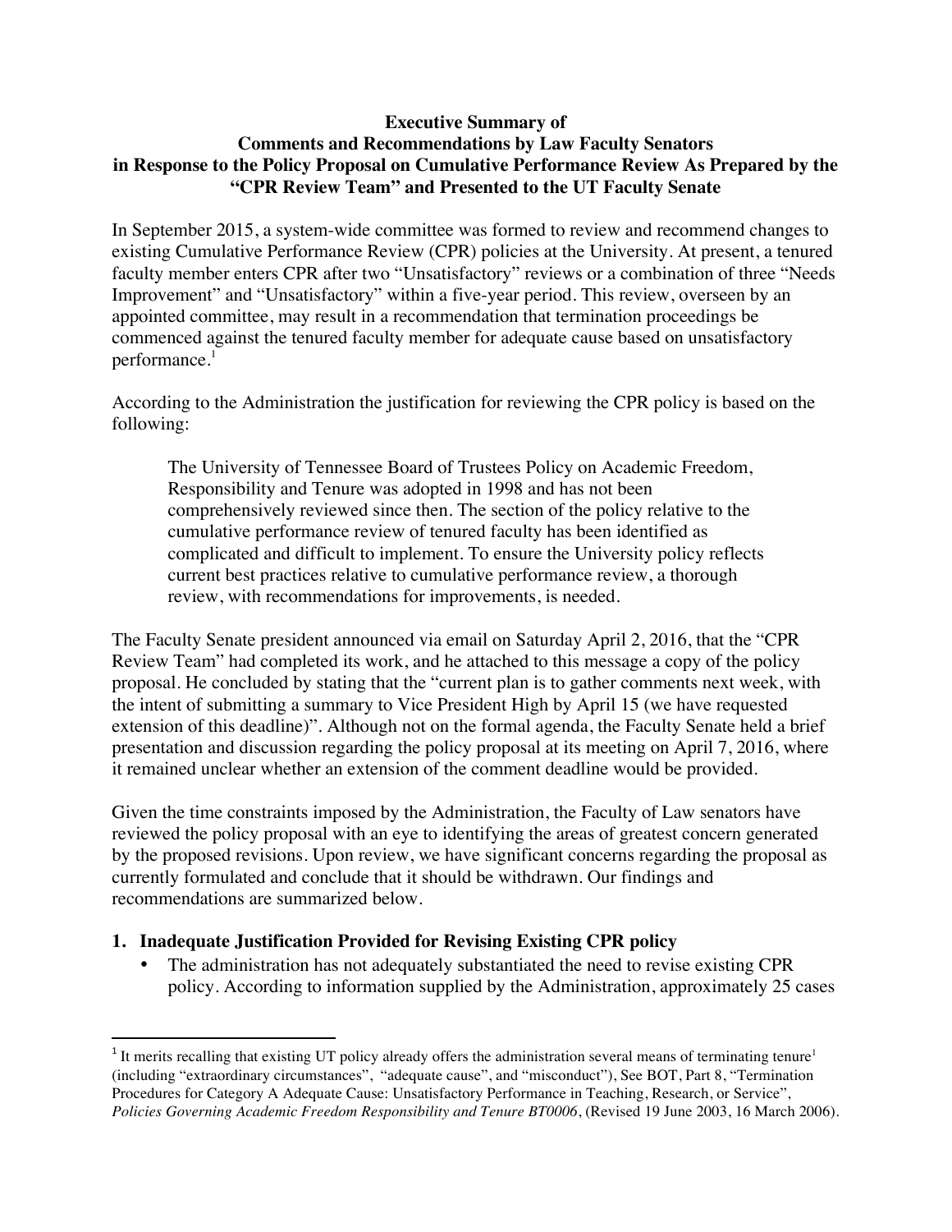**Executive Summary of**
**Comments and Recommendations by Law Faculty Senators**
**in Response to the Policy Proposal on Cumulative Performance Review As Prepared by the "CPR Review Team" and Presented to the UT Faculty Senate**

In September 2015, a system-wide committee was formed to review and recommend changes to existing Cumulative Performance Review (CPR) policies at the University. At present, a tenured faculty member enters CPR after two "Unsatisfactory" reviews or a combination of three "Needs Improvement" and "Unsatisfactory" within a five-year period. This review, overseen by an appointed committee, may result in a recommendation that termination proceedings be commenced against the tenured faculty member for adequate cause based on unsatisfactory performance.[1]

According to the Administration the justification for reviewing the CPR policy is based on the following:

> The University of Tennessee Board of Trustees Policy on Academic Freedom, Responsibility and Tenure was adopted in 1998 and has not been comprehensively reviewed since then. The section of the policy relative to the cumulative performance review of tenured faculty has been identified as complicated and difficult to implement. To ensure the University policy reflects current best practices relative to cumulative performance review, a thorough review, with recommendations for improvements, is needed.

The Faculty Senate president announced via email on Saturday April 2, 2016, that the "CPR Review Team" had completed its work, and he attached to this message a copy of the policy proposal. He concluded by stating that the "current plan is to gather comments next week, with the intent of submitting a summary to Vice President High by April 15 (we have requested extension of this deadline)". Although not on the formal agenda, the Faculty Senate held a brief presentation and discussion regarding the policy proposal at its meeting on April 7, 2016, where it remained unclear whether an extension of the comment deadline would be provided.

Given the time constraints imposed by the Administration, the Faculty of Law senators have reviewed the policy proposal with an eye to identifying the areas of greatest concern generated by the proposed revisions. Upon review, we have significant concerns regarding the proposal as currently formulated and conclude that it should be withdrawn. Our findings and recommendations are summarized below.

## 1. Inadequate Justification Provided for Revising Existing CPR policy

- The administration has not adequately substantiated the need to revise existing CPR policy. According to information supplied by the Administration, approximately 25 cases

[1] It merits recalling that existing UT policy already offers the administration several means of terminating tenure[1] (including "extraordinary circumstances", "adequate cause", and "misconduct"), See BOT, Part 8, "Termination Procedures for Category A Adequate Cause: Unsatisfactory Performance in Teaching, Research, or Service", *Policies Governing Academic Freedom Responsibility and Tenure BT0006*, (Revised 19 June 2003, 16 March 2006).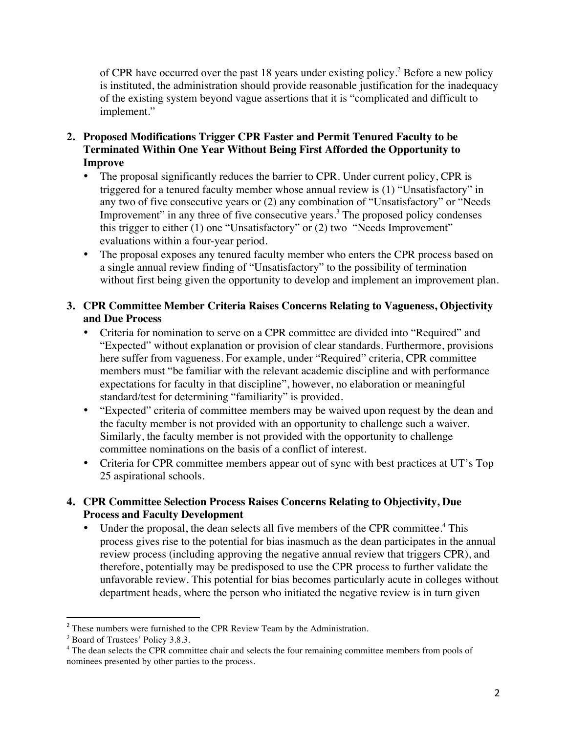of CPR have occurred over the past 18 years under existing policy.[2] Before a new policy is instituted, the administration should provide reasonable justification for the inadequacy of the existing system beyond vague assertions that it is "complicated and difficult to implement."

**2. Proposed Modifications Trigger CPR Faster and Permit Tenured Faculty to be Terminated Within One Year Without Being First Afforded the Opportunity to Improve**

- The proposal significantly reduces the barrier to CPR. Under current policy, CPR is triggered for a tenured faculty member whose annual review is (1) "Unsatisfactory" in any two of five consecutive years or (2) any combination of "Unsatisfactory" or "Needs Improvement" in any three of five consecutive years.[3] The proposed policy condenses this trigger to either (1) one "Unsatisfactory" or (2) two "Needs Improvement" evaluations within a four-year period.
- The proposal exposes any tenured faculty member who enters the CPR process based on a single annual review finding of "Unsatisfactory" to the possibility of termination without first being given the opportunity to develop and implement an improvement plan.

**3. CPR Committee Member Criteria Raises Concerns Relating to Vagueness, Objectivity and Due Process**

- Criteria for nomination to serve on a CPR committee are divided into "Required" and "Expected" without explanation or provision of clear standards. Furthermore, provisions here suffer from vagueness. For example, under "Required" criteria, CPR committee members must "be familiar with the relevant academic discipline and with performance expectations for faculty in that discipline", however, no elaboration or meaningful standard/test for determining "familiarity" is provided.
- "Expected" criteria of committee members may be waived upon request by the dean and the faculty member is not provided with an opportunity to challenge such a waiver. Similarly, the faculty member is not provided with the opportunity to challenge committee nominations on the basis of a conflict of interest.
- Criteria for CPR committee members appear out of sync with best practices at UT's Top 25 aspirational schools.

**4. CPR Committee Selection Process Raises Concerns Relating to Objectivity, Due Process and Faculty Development**

- Under the proposal, the dean selects all five members of the CPR committee.[4] This process gives rise to the potential for bias inasmuch as the dean participates in the annual review process (including approving the negative annual review that triggers CPR), and therefore, potentially may be predisposed to use the CPR process to further validate the unfavorable review. This potential for bias becomes particularly acute in colleges without department heads, where the person who initiated the negative review is in turn given

---

[2] These numbers were furnished to the CPR Review Team by the Administration.

[3] Board of Trustees' Policy 3.8.3.

[4] The dean selects the CPR committee chair and selects the four remaining committee members from pools of nominees presented by other parties to the process.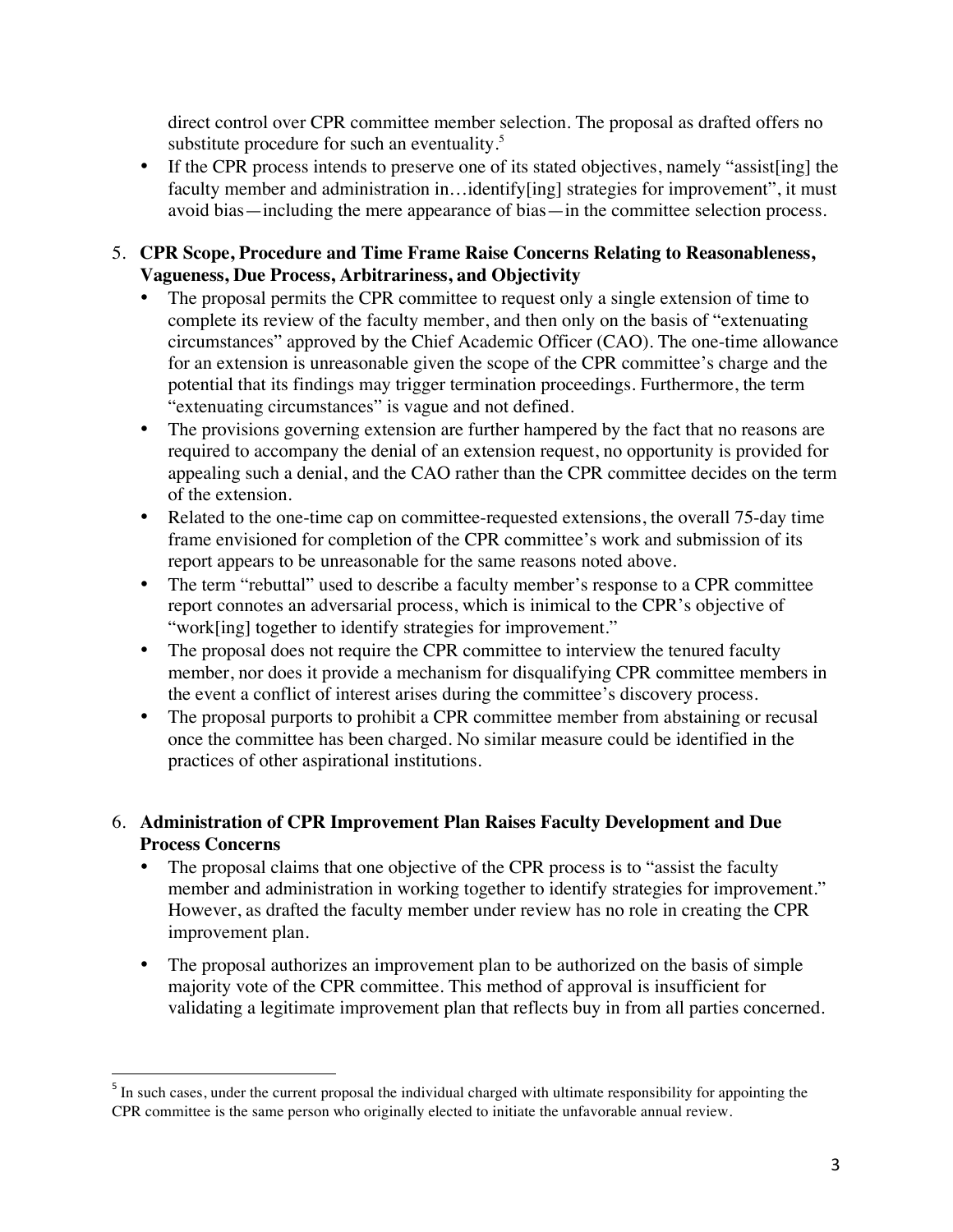direct control over CPR committee member selection. The proposal as drafted offers no substitute procedure for such an eventuality.[5]

- If the CPR process intends to preserve one of its stated objectives, namely "assist[ing] the faculty member and administration in…identify[ing] strategies for improvement", it must avoid bias—including the mere appearance of bias—in the committee selection process.

5. **CPR Scope, Procedure and Time Frame Raise Concerns Relating to Reasonableness, Vagueness, Due Process, Arbitrariness, and Objectivity**
   - The proposal permits the CPR committee to request only a single extension of time to complete its review of the faculty member, and then only on the basis of "extenuating circumstances" approved by the Chief Academic Officer (CAO). The one-time allowance for an extension is unreasonable given the scope of the CPR committee's charge and the potential that its findings may trigger termination proceedings. Furthermore, the term "extenuating circumstances" is vague and not defined.
   - The provisions governing extension are further hampered by the fact that no reasons are required to accompany the denial of an extension request, no opportunity is provided for appealing such a denial, and the CAO rather than the CPR committee decides on the term of the extension.
   - Related to the one-time cap on committee-requested extensions, the overall 75-day time frame envisioned for completion of the CPR committee's work and submission of its report appears to be unreasonable for the same reasons noted above.
   - The term "rebuttal" used to describe a faculty member's response to a CPR committee report connotes an adversarial process, which is inimical to the CPR's objective of "work[ing] together to identify strategies for improvement."
   - The proposal does not require the CPR committee to interview the tenured faculty member, nor does it provide a mechanism for disqualifying CPR committee members in the event a conflict of interest arises during the committee's discovery process.
   - The proposal purports to prohibit a CPR committee member from abstaining or recusal once the committee has been charged. No similar measure could be identified in the practices of other aspirational institutions.

6. **Administration of CPR Improvement Plan Raises Faculty Development and Due Process Concerns**
   - The proposal claims that one objective of the CPR process is to "assist the faculty member and administration in working together to identify strategies for improvement." However, as drafted the faculty member under review has no role in creating the CPR improvement plan.
   - The proposal authorizes an improvement plan to be authorized on the basis of simple majority vote of the CPR committee. This method of approval is insufficient for validating a legitimate improvement plan that reflects buy in from all parties concerned.

---

[5] In such cases, under the current proposal the individual charged with ultimate responsibility for appointing the CPR committee is the same person who originally elected to initiate the unfavorable annual review.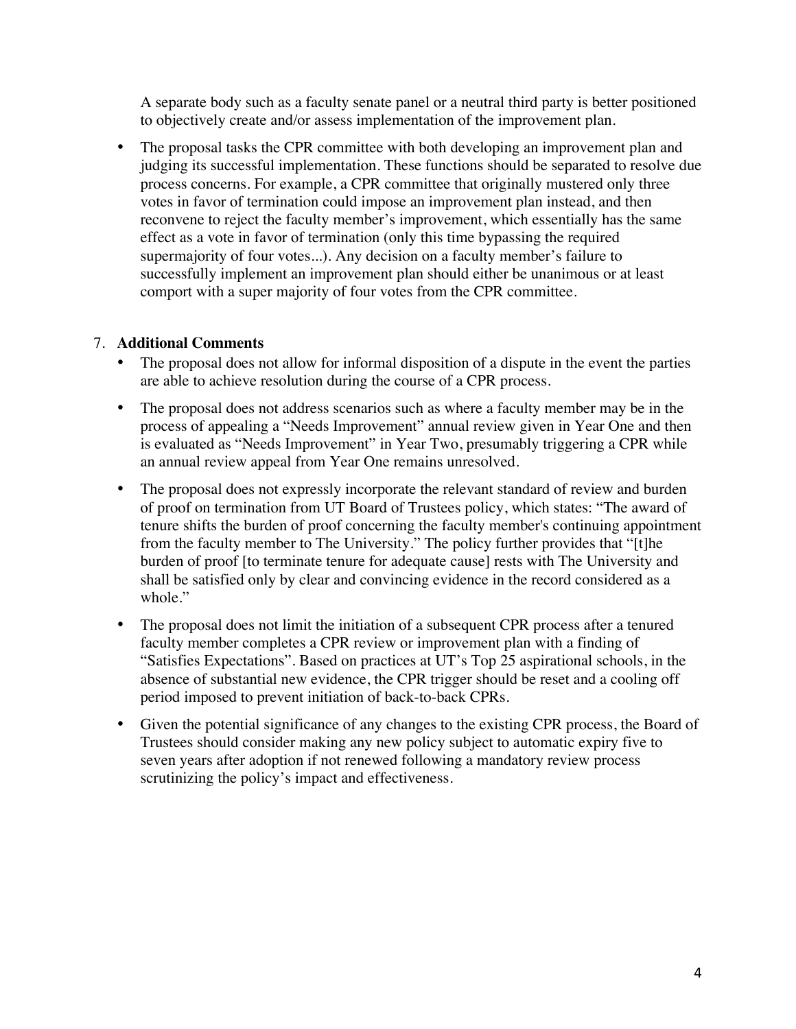A separate body such as a faculty senate panel or a neutral third party is better positioned to objectively create and/or assess implementation of the improvement plan.

- The proposal tasks the CPR committee with both developing an improvement plan and judging its successful implementation. These functions should be separated to resolve due process concerns. For example, a CPR committee that originally mustered only three votes in favor of termination could impose an improvement plan instead, and then reconvene to reject the faculty member's improvement, which essentially has the same effect as a vote in favor of termination (only this time bypassing the required supermajority of four votes...). Any decision on a faculty member's failure to successfully implement an improvement plan should either be unanimous or at least comport with a super majority of four votes from the CPR committee.

7. **Additional Comments**
   - The proposal does not allow for informal disposition of a dispute in the event the parties are able to achieve resolution during the course of a CPR process.
   - The proposal does not address scenarios such as where a faculty member may be in the process of appealing a "Needs Improvement" annual review given in Year One and then is evaluated as "Needs Improvement" in Year Two, presumably triggering a CPR while an annual review appeal from Year One remains unresolved.
   - The proposal does not expressly incorporate the relevant standard of review and burden of proof on termination from UT Board of Trustees policy, which states: "The award of tenure shifts the burden of proof concerning the faculty member's continuing appointment from the faculty member to The University." The policy further provides that "[t]he burden of proof [to terminate tenure for adequate cause] rests with The University and shall be satisfied only by clear and convincing evidence in the record considered as a whole."
   - The proposal does not limit the initiation of a subsequent CPR process after a tenured faculty member completes a CPR review or improvement plan with a finding of "Satisfies Expectations". Based on practices at UT's Top 25 aspirational schools, in the absence of substantial new evidence, the CPR trigger should be reset and a cooling off period imposed to prevent initiation of back-to-back CPRs.
   - Given the potential significance of any changes to the existing CPR process, the Board of Trustees should consider making any new policy subject to automatic expiry five to seven years after adoption if not renewed following a mandatory review process scrutinizing the policy's impact and effectiveness.